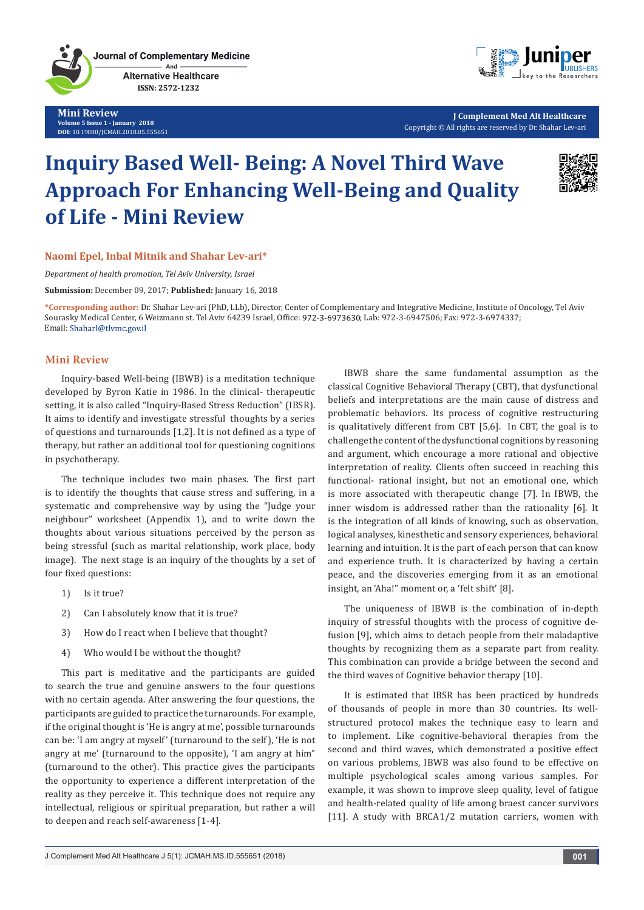Mini Review
Volume 5 Issue 1 - January 2018
DOI: 10.19080/JCMAH.2018.05.555651

J Complement Med Alt Healthcare
Copyright © All rights are reserved by Dr. Shahar Lev-ari

# Inquiry Based Well- Being: A Novel Third Wave Approach For Enhancing Well-Being and Quality of Life - Mini Review

**Naomi Epel, Inbal Mitnik and Shahar Lev-ari***

*Department of health promotion, Tel Aviv University, Israel*

**Submission:** December 09, 2017; **Published:** January 16, 2018

***Corresponding author:** Dr. Shahar Lev-ari (PhD, LLb), Director, Center of Complementary and Integrative Medicine, Institute of Oncology, Tel Aviv Sourasky Medical Center, 6 Weizmann st. Tel Aviv 64239 Israel, Office: 972-3-6973630; Lab: 972-3-6947506; Fax: 972-3-6974337; Email: Shaharl@tlvmc.gov.il

## Mini Review

Inquiry-based Well-being (IBWB) is a meditation technique developed by Byron Katie in 1986. In the clinical- therapeutic setting, it is also called "Inquiry-Based Stress Reduction" (IBSR). It aims to identify and investigate stressful thoughts by a series of questions and turnarounds [1,2]. It is not defined as a type of therapy, but rather an additional tool for questioning cognitions in psychotherapy.

The technique includes two main phases. The first part is to identify the thoughts that cause stress and suffering, in a systematic and comprehensive way by using the "Judge your neighbour" worksheet (Appendix 1), and to write down the thoughts about various situations perceived by the person as being stressful (such as marital relationship, work place, body image). The next stage is an inquiry of the thoughts by a set of four fixed questions:

1) Is it true?

2) Can I absolutely know that it is true?

3) How do I react when I believe that thought?

4) Who would I be without the thought?

This part is meditative and the participants are guided to search the true and genuine answers to the four questions with no certain agenda. After answering the four questions, the participants are guided to practice the turnarounds. For example, if the original thought is 'He is angry at me', possible turnarounds can be: 'I am angry at myself' (turnaround to the self), 'He is not angry at me' (turnaround to the opposite), 'I am angry at him" (turnaround to the other). This practice gives the participants the opportunity to experience a different interpretation of the reality as they perceive it. This technique does not require any intellectual, religious or spiritual preparation, but rather a will to deepen and reach self-awareness [1-4].

IBWB share the same fundamental assumption as the classical Cognitive Behavioral Therapy (CBT), that dysfunctional beliefs and interpretations are the main cause of distress and problematic behaviors. Its process of cognitive restructuring is qualitatively different from CBT [5,6]. In CBT, the goal is to challenge the content of the dysfunctional cognitions by reasoning and argument, which encourage a more rational and objective interpretation of reality. Clients often succeed in reaching this functional- rational insight, but not an emotional one, which is more associated with therapeutic change [7]. In IBWB, the inner wisdom is addressed rather than the rationality [6]. It is the integration of all kinds of knowing, such as observation, logical analyses, kinesthetic and sensory experiences, behavioral learning and intuition. It is the part of each person that can know and experience truth. It is characterized by having a certain peace, and the discoveries emerging from it as an emotional insight, an 'Aha!" moment or, a 'felt shift' [8].

The uniqueness of IBWB is the combination of in-depth inquiry of stressful thoughts with the process of cognitive de-fusion [9], which aims to detach people from their maladaptive thoughts by recognizing them as a separate part from reality. This combination can provide a bridge between the second and the third waves of Cognitive behavior therapy [10].

It is estimated that IBSR has been practiced by hundreds of thousands of people in more than 30 countries. Its well-structured protocol makes the technique easy to learn and to implement. Like cognitive-behavioral therapies from the second and third waves, which demonstrated a positive effect on various problems, IBWB was also found to be effective on multiple psychological scales among various samples. For example, it was shown to improve sleep quality, level of fatigue and health-related quality of life among braest cancer survivors [11]. A study with BRCA1/2 mutation carriers, women with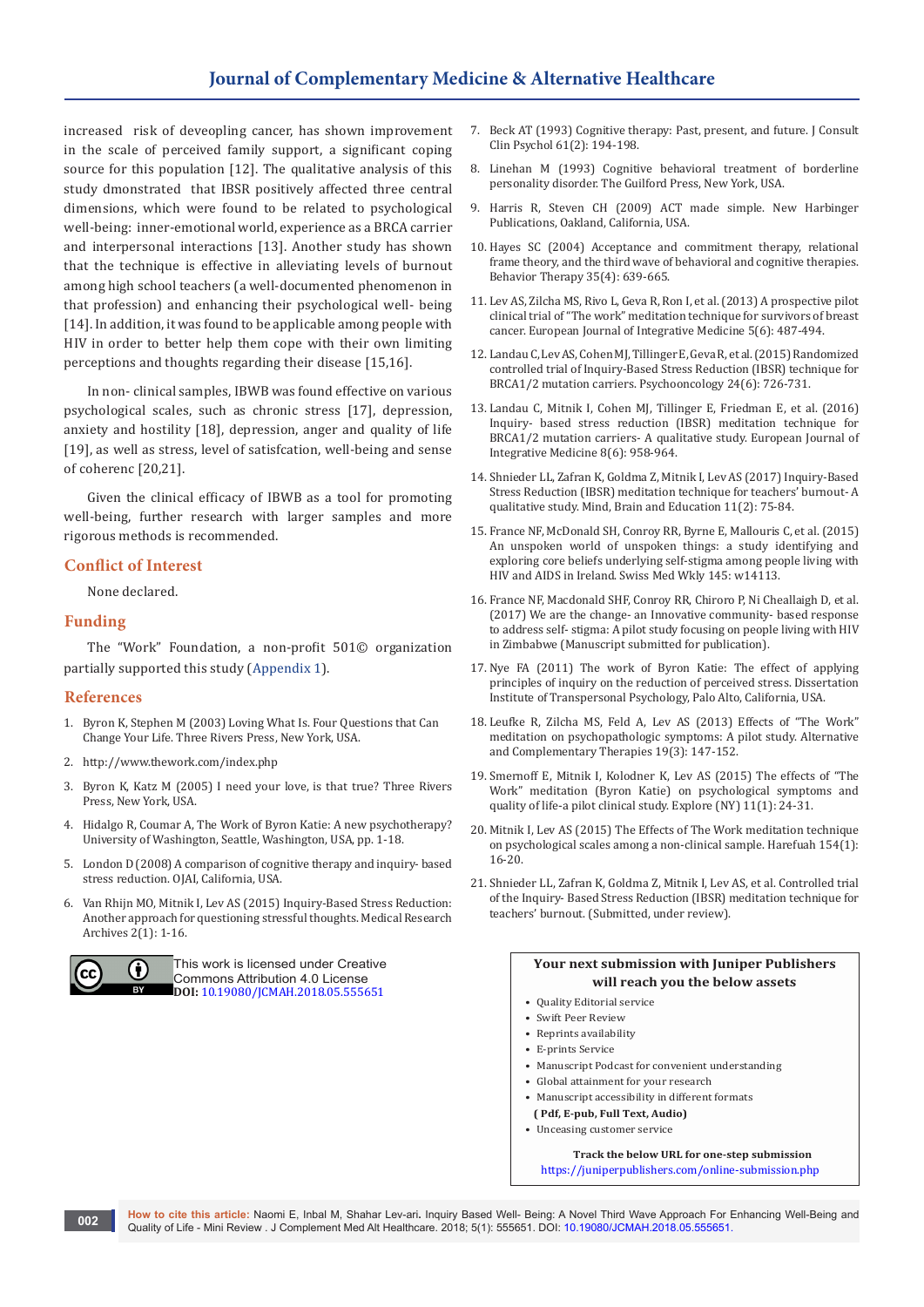increased risk of deveopling cancer, has shown improvement in the scale of perceived family support, a significant coping source for this population [12]. The qualitative analysis of this study dmonstrated that IBSR positively affected three central dimensions, which were found to be related to psychological well-being: inner-emotional world, experience as a BRCA carrier and interpersonal interactions [13]. Another study has shown that the technique is effective in alleviating levels of burnout among high school teachers (a well-documented phenomenon in that profession) and enhancing their psychological well- being [14]. In addition, it was found to be applicable among people with HIV in order to better help them cope with their own limiting perceptions and thoughts regarding their disease [15,16].

In non- clinical samples, IBWB was found effective on various psychological scales, such as chronic stress [17], depression, anxiety and hostility [18], depression, anger and quality of life [19], as well as stress, level of satisfcation, well-being and sense of coherenc [20,21].

Given the clinical efficacy of IBWB as a tool for promoting well-being, further research with larger samples and more rigorous methods is recommended.

## Conflict of Interest

None declared.

## Funding

The "Work" Foundation, a non-profit 501© organization partially supported this study (Appendix 1).

## References

1. Byron K, Stephen M (2003) Loving What Is. Four Questions that Can Change Your Life. Three Rivers Press, New York, USA.
2. http://www.thework.com/index.php
3. Byron K, Katz M (2005) I need your love, is that true? Three Rivers Press, New York, USA.
4. Hidalgo R, Coumar A, The Work of Byron Katie: A new psychotherapy? University of Washington, Seattle, Washington, USA, pp. 1-18.
5. London D (2008) A comparison of cognitive therapy and inquiry- based stress reduction. OJAI, California, USA.
6. Van Rhijn MO, Mitnik I, Lev AS (2015) Inquiry-Based Stress Reduction: Another approach for questioning stressful thoughts. Medical Research Archives 2(1): 1-16.
7. Beck AT (1993) Cognitive therapy: Past, present, and future. J Consult Clin Psychol 61(2): 194-198.
8. Linehan M (1993) Cognitive behavioral treatment of borderline personality disorder. The Guilford Press, New York, USA.
9. Harris R, Steven CH (2009) ACT made simple. New Harbinger Publications, Oakland, California, USA.
10. Hayes SC (2004) Acceptance and commitment therapy, relational frame theory, and the third wave of behavioral and cognitive therapies. Behavior Therapy 35(4): 639-665.
11. Lev AS, Zilcha MS, Rivo L, Geva R, Ron I, et al. (2013) A prospective pilot clinical trial of "The work" meditation technique for survivors of breast cancer. European Journal of Integrative Medicine 5(6): 487-494.
12. Landau C, Lev AS, Cohen MJ, Tillinger E, Geva R, et al. (2015) Randomized controlled trial of Inquiry-Based Stress Reduction (IBSR) technique for BRCA1/2 mutation carriers. Psychooncology 24(6): 726-731.
13. Landau C, Mitnik I, Cohen MJ, Tillinger E, Friedman E, et al. (2016) Inquiry- based stress reduction (IBSR) meditation technique for BRCA1/2 mutation carriers- A qualitative study. European Journal of Integrative Medicine 8(6): 958-964.
14. Shnieder LL, Zafran K, Goldma Z, Mitnik I, Lev AS (2017) Inquiry-Based Stress Reduction (IBSR) meditation technique for teachers' burnout- A qualitative study. Mind, Brain and Education 11(2): 75-84.
15. France NF, McDonald SH, Conroy RR, Byrne E, Mallouris C, et al. (2015) An unspoken world of unspoken things: a study identifying and exploring core beliefs underlying self-stigma among people living with HIV and AIDS in Ireland. Swiss Med Wkly 145: w14113.
16. France NF, Macdonald SHF, Conroy RR, Chiroro P, Ni Cheallaigh D, et al. (2017) We are the change- an Innovative community- based response to address self- stigma: A pilot study focusing on people living with HIV in Zimbabwe (Manuscript submitted for publication).
17. Nye FA (2011) The work of Byron Katie: The effect of applying principles of inquiry on the reduction of perceived stress. Dissertation Institute of Transpersonal Psychology, Palo Alto, California, USA.
18. Leufke R, Zilcha MS, Feld A, Lev AS (2013) Effects of "The Work" meditation on psychopathologic symptoms: A pilot study. Alternative and Complementary Therapies 19(3): 147-152.
19. Smernoff E, Mitnik I, Kolodner K, Lev AS (2015) The effects of "The Work" meditation (Byron Katie) on psychological symptoms and quality of life-a pilot clinical study. Explore (NY) 11(1): 24-31.
20. Mitnik I, Lev AS (2015) The Effects of The Work meditation technique on psychological scales among a non-clinical sample. Harefuah 154(1): 16-20.
21. Shnieder LL, Zafran K, Goldma Z, Mitnik I, Lev AS, et al. Controlled trial of the Inquiry- Based Stress Reduction (IBSR) meditation technique for teachers' burnout. (Submitted, under review).

This work is licensed under Creative Commons Attribution 4.0 License
**DOI:** 10.19080/JCMAH.2018.05.555651

**Your next submission with Juniper Publishers will reach you the below assets**

- Quality Editorial service
- Swift Peer Review
- Reprints availability
- E-prints Service
- Manuscript Podcast for convenient understanding
- Global attainment for your research
- Manuscript accessibility in different formats
  **( Pdf, E-pub, Full Text, Audio)**
- Unceasing customer service

**Track the below URL for one-step submission**
https://juniperpublishers.com/online-submission.php

**How to cite this article:** Naomi E, Inbal M, Shahar Lev-ari. Inquiry Based Well- Being: A Novel Third Wave Approach For Enhancing Well-Being and Quality of Life - Mini Review . J Complement Med Alt Healthcare. 2018; 5(1): 555651. DOI: 10.19080/JCMAH.2018.05.555651.